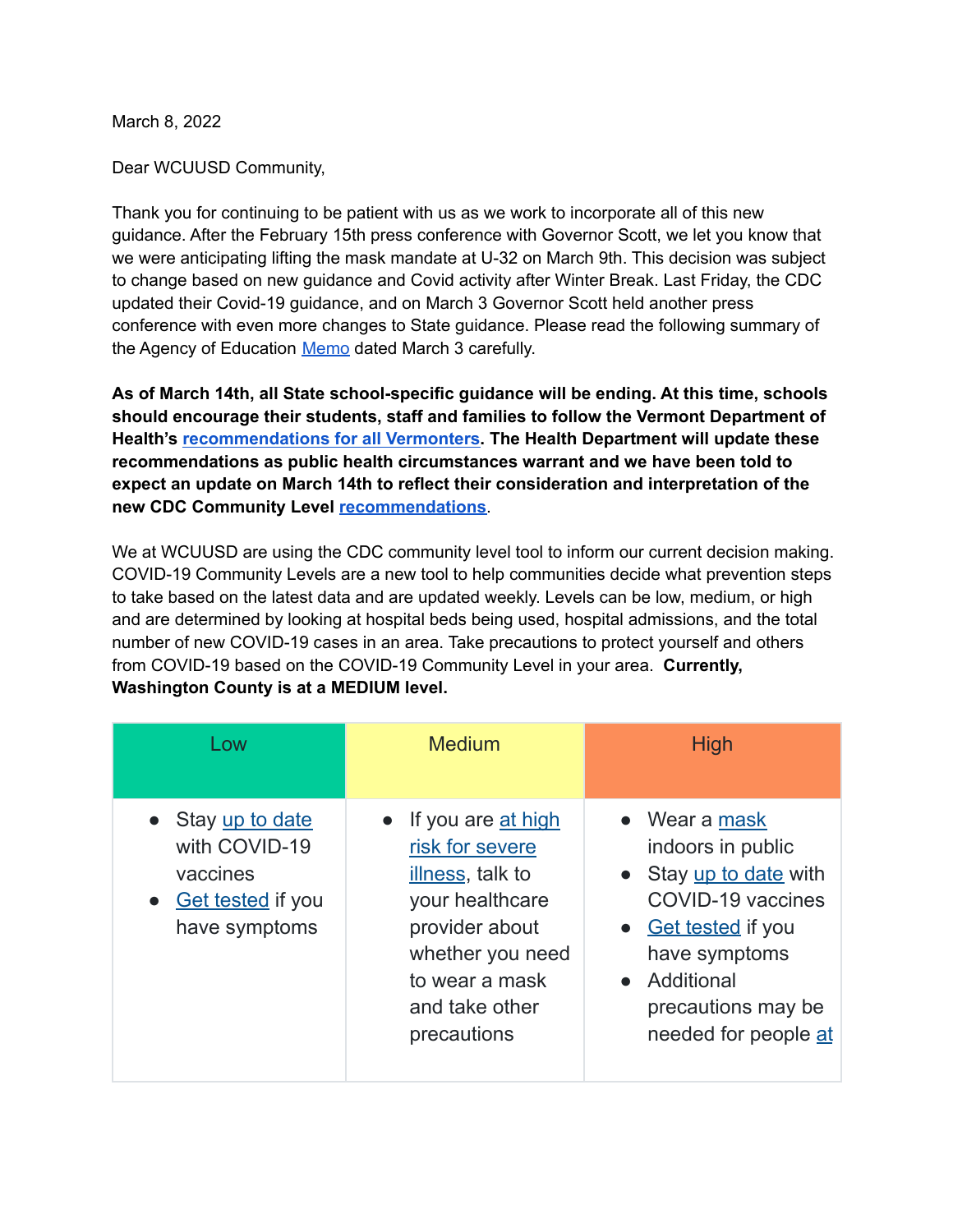March 8, 2022

Dear WCUUSD Community,

Thank you for continuing to be patient with us as we work to incorporate all of this new guidance. After the February 15th press conference with Governor Scott, we let you know that we were anticipating lifting the mask mandate at U-32 on March 9th. This decision was subject to change based on new guidance and Covid activity after Winter Break. Last Friday, the CDC updated their Covid-19 guidance, and on March 3 Governor Scott held another press conference with even more changes to State guidance. Please read the following summary of the Agency of Education Memo dated March 3 carefully.

**As of March 14th, all State school-specific guidance will be ending. At this time, schools should encourage their students, staff and families to follow the Vermont Department of Health's recommendations for all Vermonters. The Health Department will update these recommendations as public health circumstances warrant and we have been told to expect an update on March 14th to reflect their consideration and interpretation of the new CDC Community Level recommendations.**

We at WCUUSD are using the CDC community level tool to inform our current decision making. COVID-19 Community Levels are a new tool to help communities decide what prevention steps to take based on the latest data and are updated weekly. Levels can be low, medium, or high and are determined by looking at hospital beds being used, hospital admissions, and the total number of new COVID-19 cases in an area. Take precautions to protect yourself and others from COVID-19 based on the COVID-19 Community Level in your area. **Currently, Washington County is at a MEDIUM level.**

| Low | Medium | High |
|---|---|---|
| • Stay up to date with COVID-19 vaccines<br>• Get tested if you have symptoms | • If you are at high risk for severe illness, talk to your healthcare provider about whether you need to wear a mask and take other precautions | • Wear a mask indoors in public<br>• Stay up to date with COVID-19 vaccines<br>• Get tested if you have symptoms<br>• Additional precautions may be needed for people at |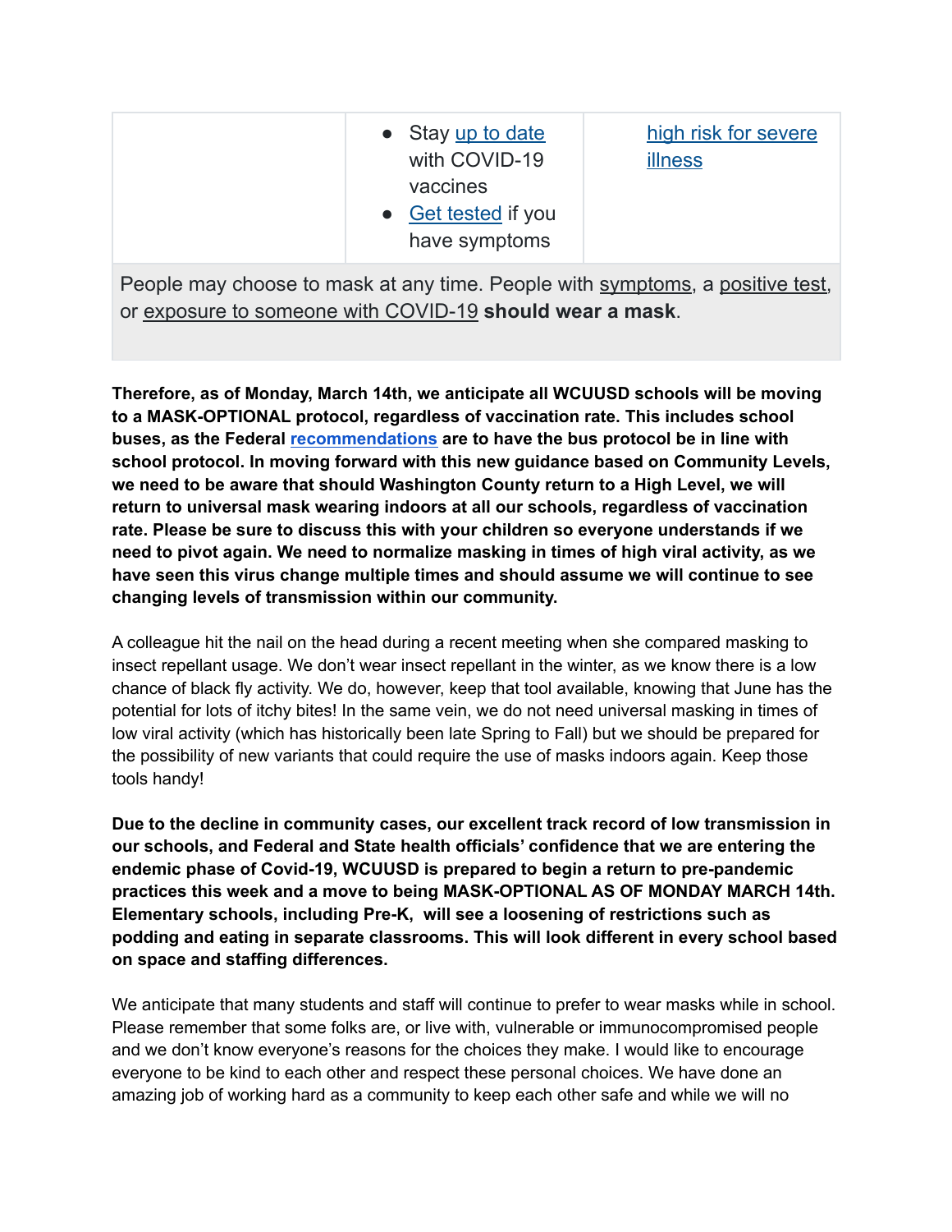| | • Stay up to date with COVID-19 vaccines<br>• Get tested if you have symptoms | high risk for severe illness |
|---|---|---|
| People may choose to mask at any time. People with symptoms, a positive test, or exposure to someone with COVID-19 **should wear a mask**. | | |

**Therefore, as of Monday, March 14th, we anticipate all WCUUSD schools will be moving to a MASK-OPTIONAL protocol, regardless of vaccination rate. This includes school buses, as the Federal recommendations are to have the bus protocol be in line with school protocol. In moving forward with this new guidance based on Community Levels, we need to be aware that should Washington County return to a High Level, we will return to universal mask wearing indoors at all our schools, regardless of vaccination rate. Please be sure to discuss this with your children so everyone understands if we need to pivot again. We need to normalize masking in times of high viral activity, as we have seen this virus change multiple times and should assume we will continue to see changing levels of transmission within our community.**

A colleague hit the nail on the head during a recent meeting when she compared masking to insect repellant usage. We don't wear insect repellant in the winter, as we know there is a low chance of black fly activity. We do, however, keep that tool available, knowing that June has the potential for lots of itchy bites! In the same vein, we do not need universal masking in times of low viral activity (which has historically been late Spring to Fall) but we should be prepared for the possibility of new variants that could require the use of masks indoors again. Keep those tools handy!

**Due to the decline in community cases, our excellent track record of low transmission in our schools, and Federal and State health officials' confidence that we are entering the endemic phase of Covid-19, WCUUSD is prepared to begin a return to pre-pandemic practices this week and a move to being MASK-OPTIONAL AS OF MONDAY MARCH 14th. Elementary schools, including Pre-K, will see a loosening of restrictions such as podding and eating in separate classrooms. This will look different in every school based on space and staffing differences.**

We anticipate that many students and staff will continue to prefer to wear masks while in school. Please remember that some folks are, or live with, vulnerable or immunocompromised people and we don't know everyone's reasons for the choices they make. I would like to encourage everyone to be kind to each other and respect these personal choices. We have done an amazing job of working hard as a community to keep each other safe and while we will no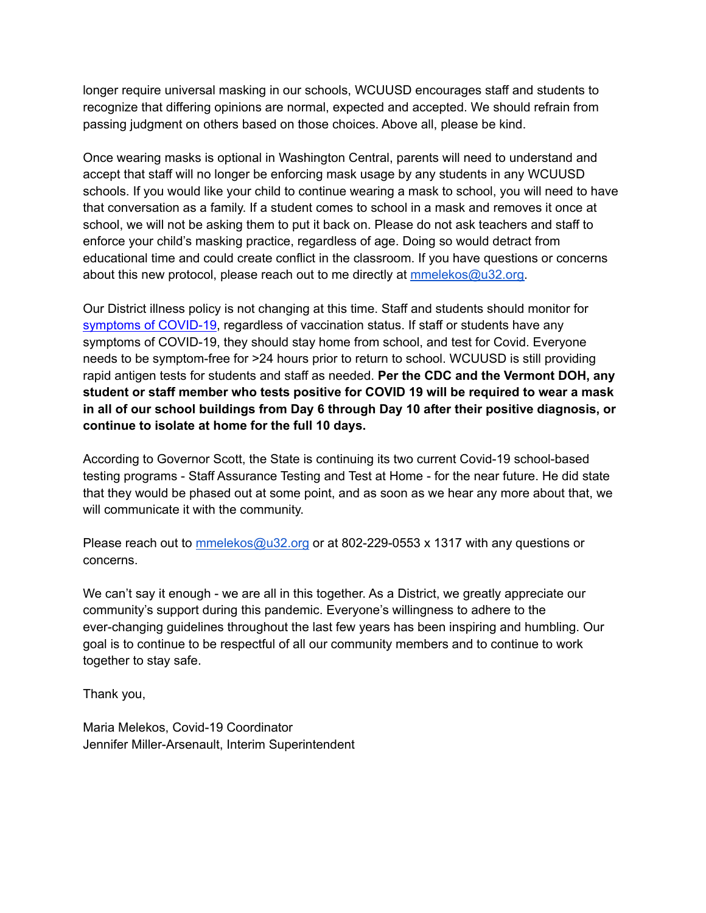longer require universal masking in our schools, WCUUSD encourages staff and students to recognize that differing opinions are normal, expected and accepted. We should refrain from passing judgment on others based on those choices. Above all, please be kind.

Once wearing masks is optional in Washington Central, parents will need to understand and accept that staff will no longer be enforcing mask usage by any students in any WCUUSD schools. If you would like your child to continue wearing a mask to school, you will need to have that conversation as a family. If a student comes to school in a mask and removes it once at school, we will not be asking them to put it back on. Please do not ask teachers and staff to enforce your child's masking practice, regardless of age. Doing so would detract from educational time and could create conflict in the classroom. If you have questions or concerns about this new protocol, please reach out to me directly at mmelekos@u32.org.

Our District illness policy is not changing at this time. Staff and students should monitor for symptoms of COVID-19, regardless of vaccination status. If staff or students have any symptoms of COVID-19, they should stay home from school, and test for Covid. Everyone needs to be symptom-free for >24 hours prior to return to school. WCUUSD is still providing rapid antigen tests for students and staff as needed. **Per the CDC and the Vermont DOH, any student or staff member who tests positive for COVID 19 will be required to wear a mask in all of our school buildings from Day 6 through Day 10 after their positive diagnosis, or continue to isolate at home for the full 10 days.**

According to Governor Scott, the State is continuing its two current Covid-19 school-based testing programs - Staff Assurance Testing and Test at Home - for the near future. He did state that they would be phased out at some point, and as soon as we hear any more about that, we will communicate it with the community.

Please reach out to mmelekos@u32.org or at 802-229-0553 x 1317 with any questions or concerns.

We can't say it enough - we are all in this together. As a District, we greatly appreciate our community's support during this pandemic. Everyone's willingness to adhere to the ever-changing guidelines throughout the last few years has been inspiring and humbling. Our goal is to continue to be respectful of all our community members and to continue to work together to stay safe.

Thank you,

Maria Melekos, Covid-19 Coordinator
Jennifer Miller-Arsenault, Interim Superintendent